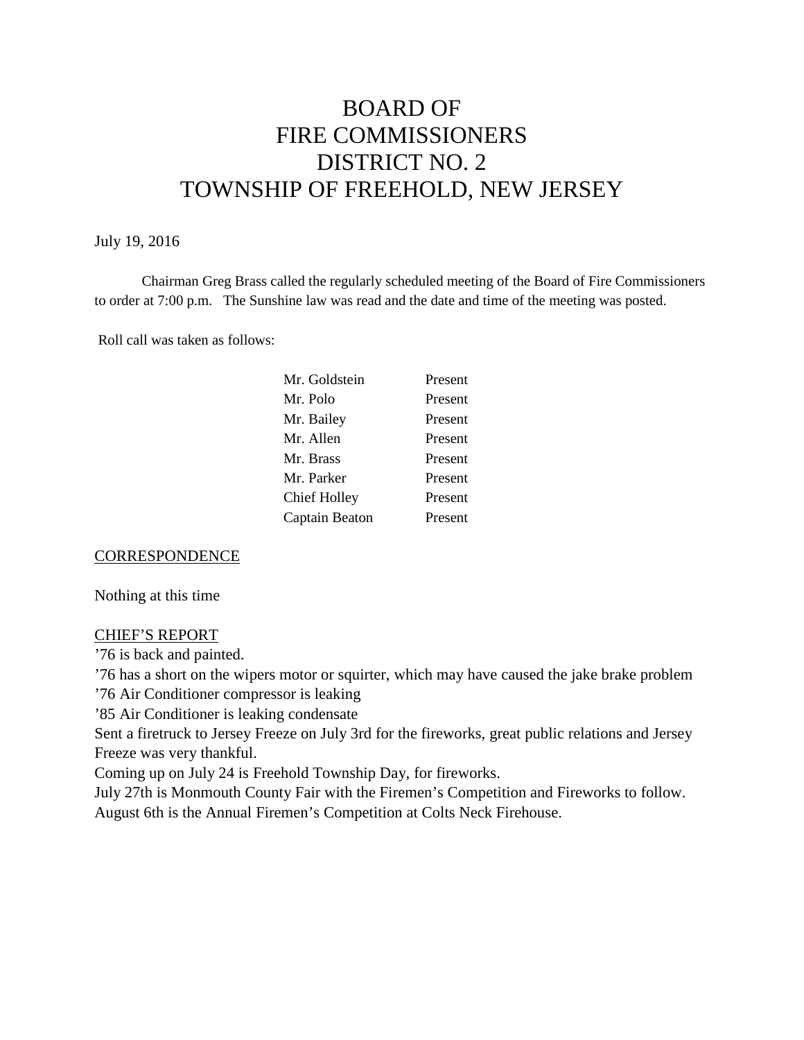# BOARD OF FIRE COMMISSIONERS DISTRICT NO. 2 TOWNSHIP OF FREEHOLD, NEW JERSEY

July 19, 2016

Chairman Greg Brass called the regularly scheduled meeting of the Board of Fire Commissioners to order at 7:00 p.m. The Sunshine law was read and the date and time of the meeting was posted.

Roll call was taken as follows:

| | |
|---|---|
| Mr. Goldstein | Present |
| Mr. Polo | Present |
| Mr. Bailey | Present |
| Mr. Allen | Present |
| Mr. Brass | Present |
| Mr. Parker | Present |
| Chief Holley | Present |
| Captain Beaton | Present |

## CORRESPONDENCE

Nothing at this time

## CHIEF'S REPORT

'76 is back and painted.
'76 has a short on the wipers motor or squirter, which may have caused the jake brake problem
'76 Air Conditioner compressor is leaking
'85 Air Conditioner is leaking condensate
Sent a firetruck to Jersey Freeze on July 3rd for the fireworks, great public relations and Jersey Freeze was very thankful.
Coming up on July 24 is Freehold Township Day, for fireworks.
July 27th is Monmouth County Fair with the Firemen's Competition and Fireworks to follow.
August 6th is the Annual Firemen's Competition at Colts Neck Firehouse.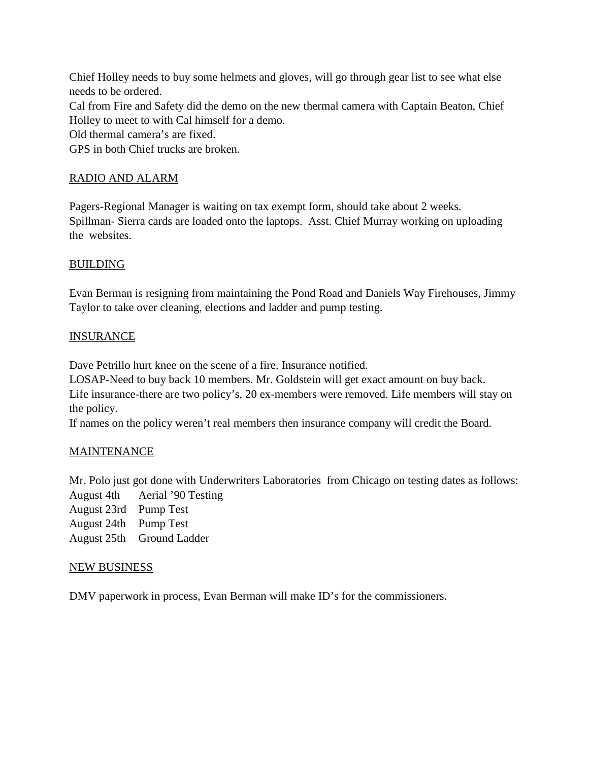Chief Holley needs to buy some helmets and gloves, will go through gear list to see what else needs to be ordered.
Cal from Fire and Safety did the demo on the new thermal camera with Captain Beaton, Chief Holley to meet to with Cal himself for a demo.
Old thermal camera's are fixed.
GPS in both Chief trucks are broken.

## RADIO AND ALARM

Pagers-Regional Manager is waiting on tax exempt form, should take about 2 weeks.
Spillman- Sierra cards are loaded onto the laptops. Asst. Chief Murray working on uploading the websites.

## BUILDING

Evan Berman is resigning from maintaining the Pond Road and Daniels Way Firehouses, Jimmy Taylor to take over cleaning, elections and ladder and pump testing.

## INSURANCE

Dave Petrillo hurt knee on the scene of a fire. Insurance notified.
LOSAP-Need to buy back 10 members. Mr. Goldstein will get exact amount on buy back.
Life insurance-there are two policy's, 20 ex-members were removed. Life members will stay on the policy.
If names on the policy weren't real members then insurance company will credit the Board.

## MAINTENANCE

Mr. Polo just got done with Underwriters Laboratories from Chicago on testing dates as follows:

| | |
|---|---|
| August 4th | Aerial '90 Testing |
| August 23rd | Pump Test |
| August 24th | Pump Test |
| August 25th | Ground Ladder |

## NEW BUSINESS

DMV paperwork in process, Evan Berman will make ID's for the commissioners.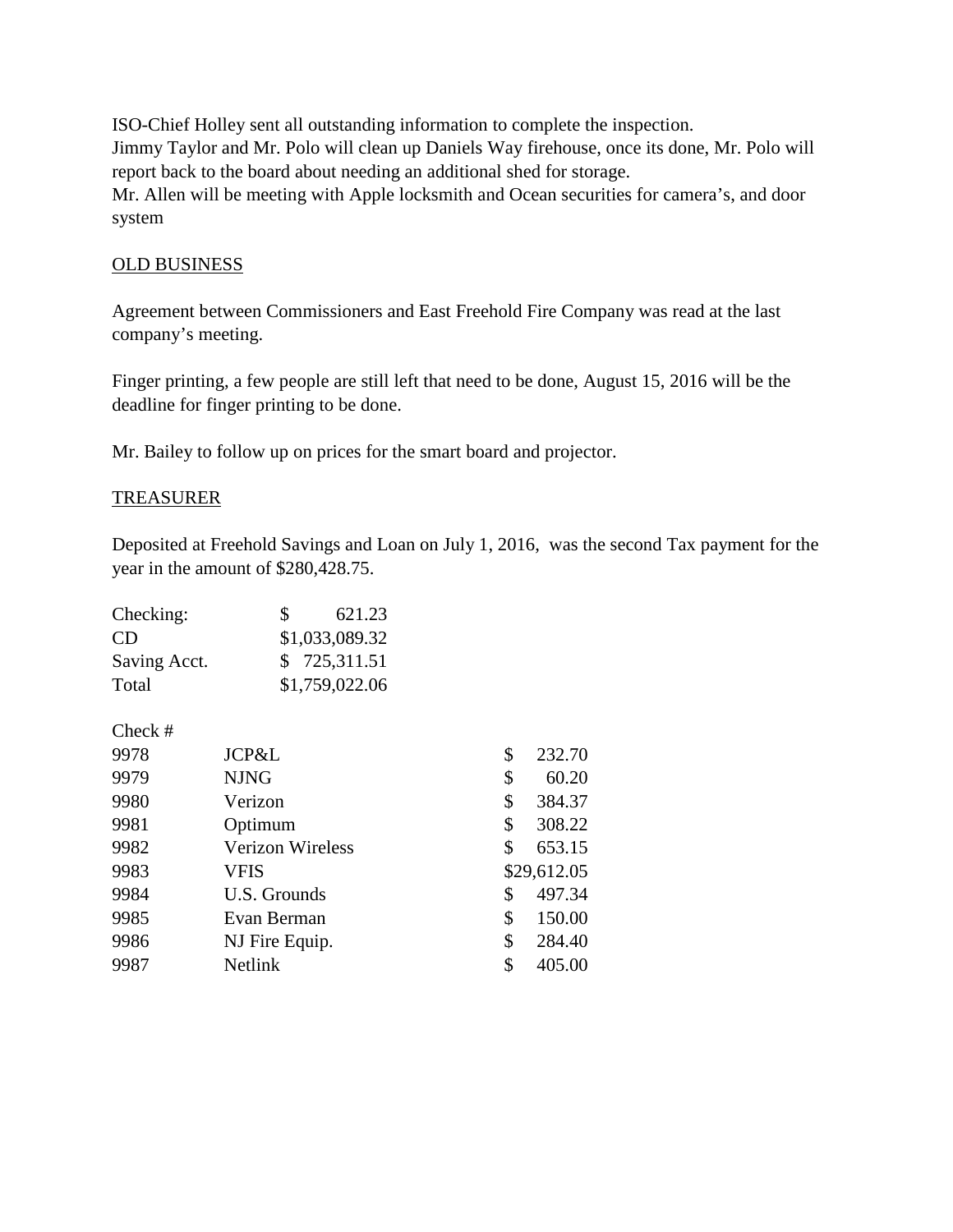ISO-Chief Holley sent all outstanding information to complete the inspection.
Jimmy Taylor and Mr. Polo will clean up Daniels Way firehouse, once its done, Mr. Polo will report back to the board about needing an additional shed for storage.
Mr. Allen will be meeting with Apple locksmith and Ocean securities for camera's, and door system

## OLD BUSINESS

Agreement between Commissioners and East Freehold Fire Company was read at the last company's meeting.

Finger printing, a few people are still left that need to be done, August 15, 2016 will be the deadline for finger printing to be done.

Mr. Bailey to follow up on prices for the smart board and projector.

## TREASURER

Deposited at Freehold Savings and Loan on July 1, 2016, was the second Tax payment for the year in the amount of $280,428.75.

| | |
|---|---|
| Checking: | $ 621.23 |
| CD | $1,033,089.32 |
| Saving Acct. | $ 725,311.51 |
| Total | $1,759,022.06 |

| Check # | | |
|---|---|---|
| 9978 | JCP&L | $ 232.70 |
| 9979 | NJNG | $ 60.20 |
| 9980 | Verizon | $ 384.37 |
| 9981 | Optimum | $ 308.22 |
| 9982 | Verizon Wireless | $ 653.15 |
| 9983 | VFIS | $29,612.05 |
| 9984 | U.S. Grounds | $ 497.34 |
| 9985 | Evan Berman | $ 150.00 |
| 9986 | NJ Fire Equip. | $ 284.40 |
| 9987 | Netlink | $ 405.00 |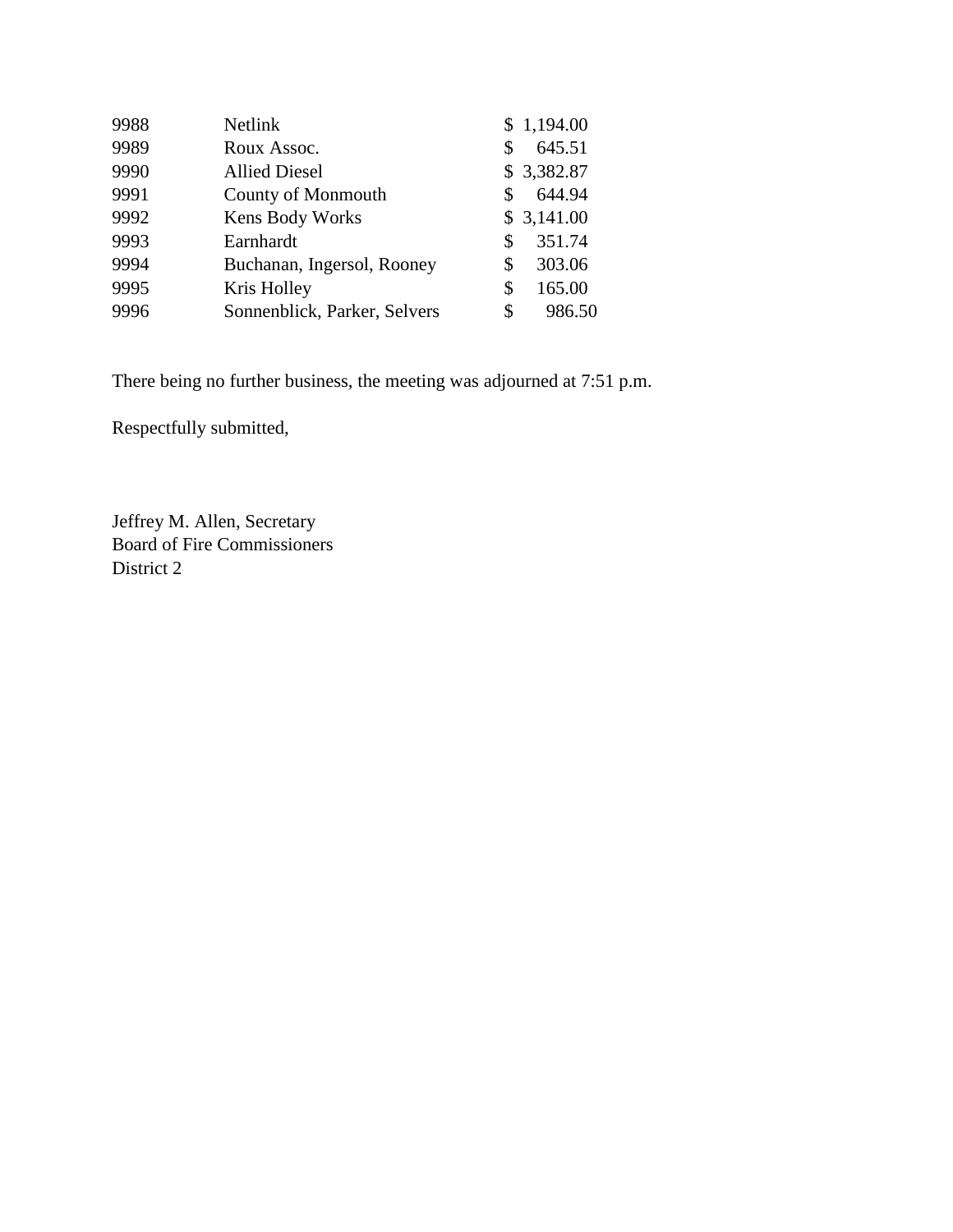| | | |
|---|---|---|
| 9988 | Netlink | $ 1,194.00 |
| 9989 | Roux Assoc. | $ 645.51 |
| 9990 | Allied Diesel | $ 3,382.87 |
| 9991 | County of Monmouth | $ 644.94 |
| 9992 | Kens Body Works | $ 3,141.00 |
| 9993 | Earnhardt | $ 351.74 |
| 9994 | Buchanan, Ingersol, Rooney | $ 303.06 |
| 9995 | Kris Holley | $ 165.00 |
| 9996 | Sonnenblick, Parker, Selvers | $ 986.50 |

There being no further business, the meeting was adjourned at 7:51 p.m.

Respectfully submitted,

Jeffrey M. Allen, Secretary
Board of Fire Commissioners
District 2